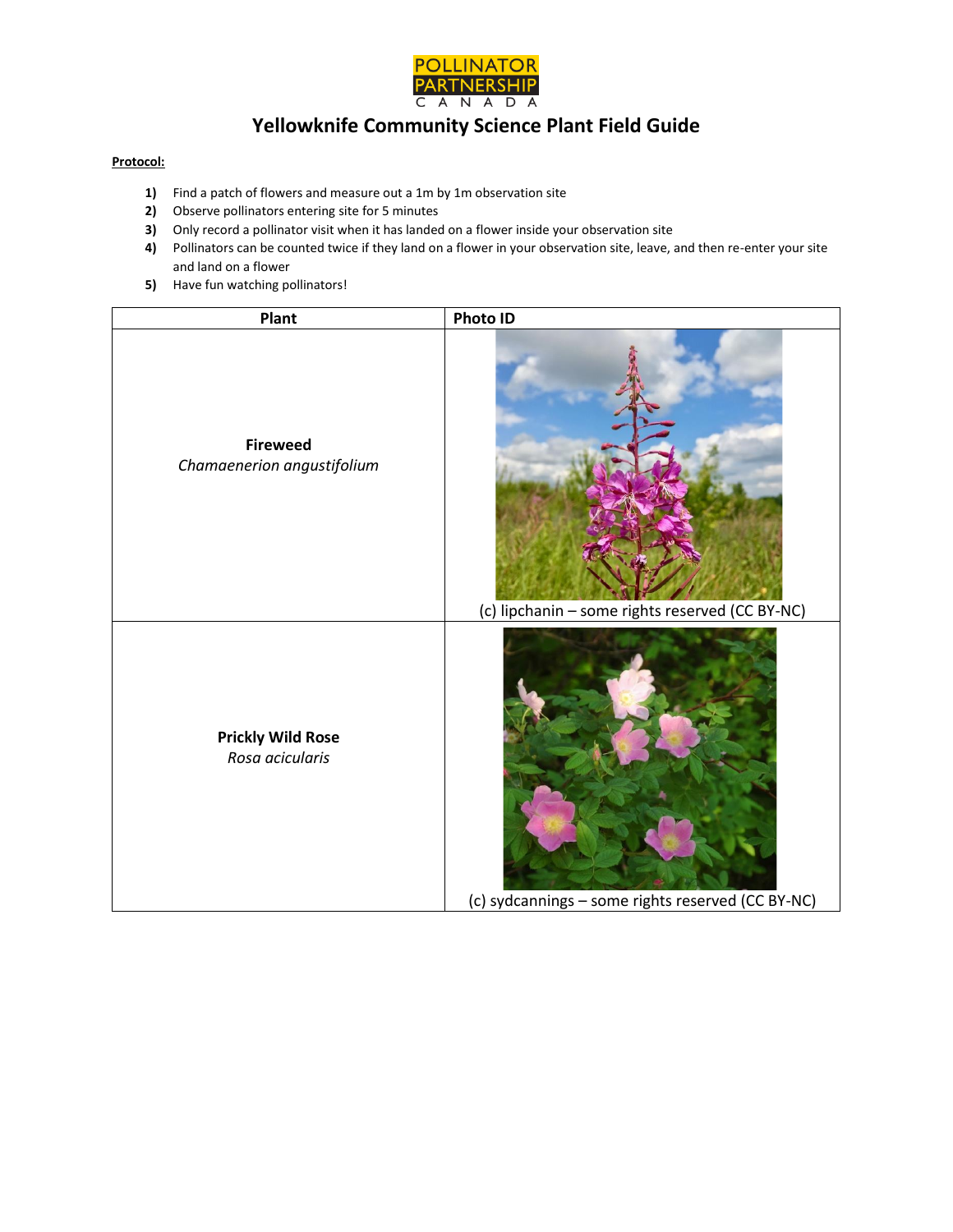POLLINATOR PARTNERSHIP CANADA

# Yellowknife Community Science Plant Field Guide

**Protocol:**

1) Find a patch of flowers and measure out a 1m by 1m observation site
2) Observe pollinators entering site for 5 minutes
3) Only record a pollinator visit when it has landed on a flower inside your observation site
4) Pollinators can be counted twice if they land on a flower in your observation site, leave, and then re-enter your site and land on a flower
5) Have fun watching pollinators!

| Plant | Photo ID |
|---|---|
| **Fireweed** *Chamaenerion angustifolium* | (c) lipchanin – some rights reserved (CC BY-NC) |
| **Prickly Wild Rose** *Rosa acicularis* | (c) sydcannings – some rights reserved (CC BY-NC) |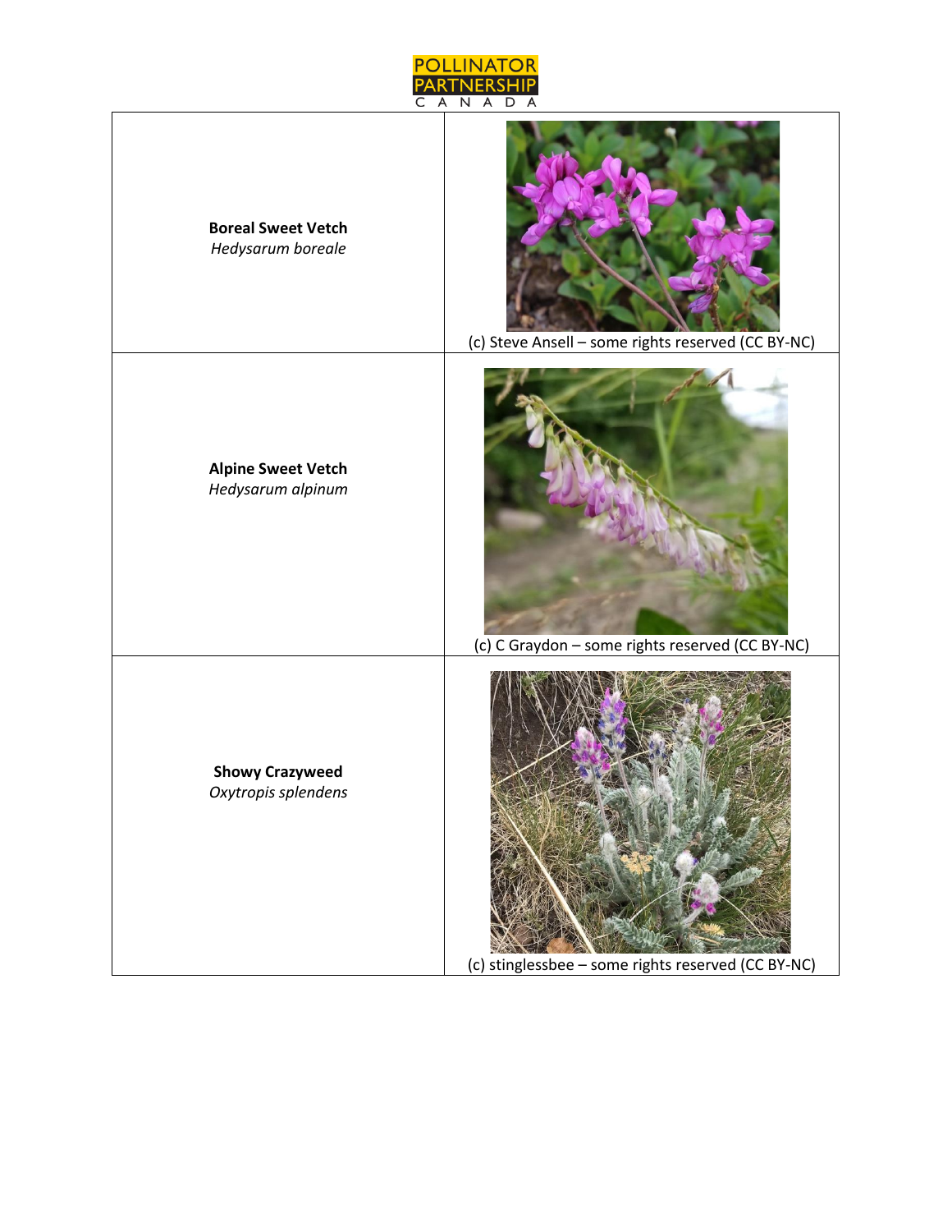| | |
|---|---|
| **Boreal Sweet Vetch** *Hedysarum boreale* | (c) Steve Ansell – some rights reserved (CC BY-NC) |
| **Alpine Sweet Vetch** *Hedysarum alpinum* | (c) C Graydon – some rights reserved (CC BY-NC) |
| **Showy Crazyweed** *Oxytropis splendens* | (c) stinglessbee – some rights reserved (CC BY-NC) |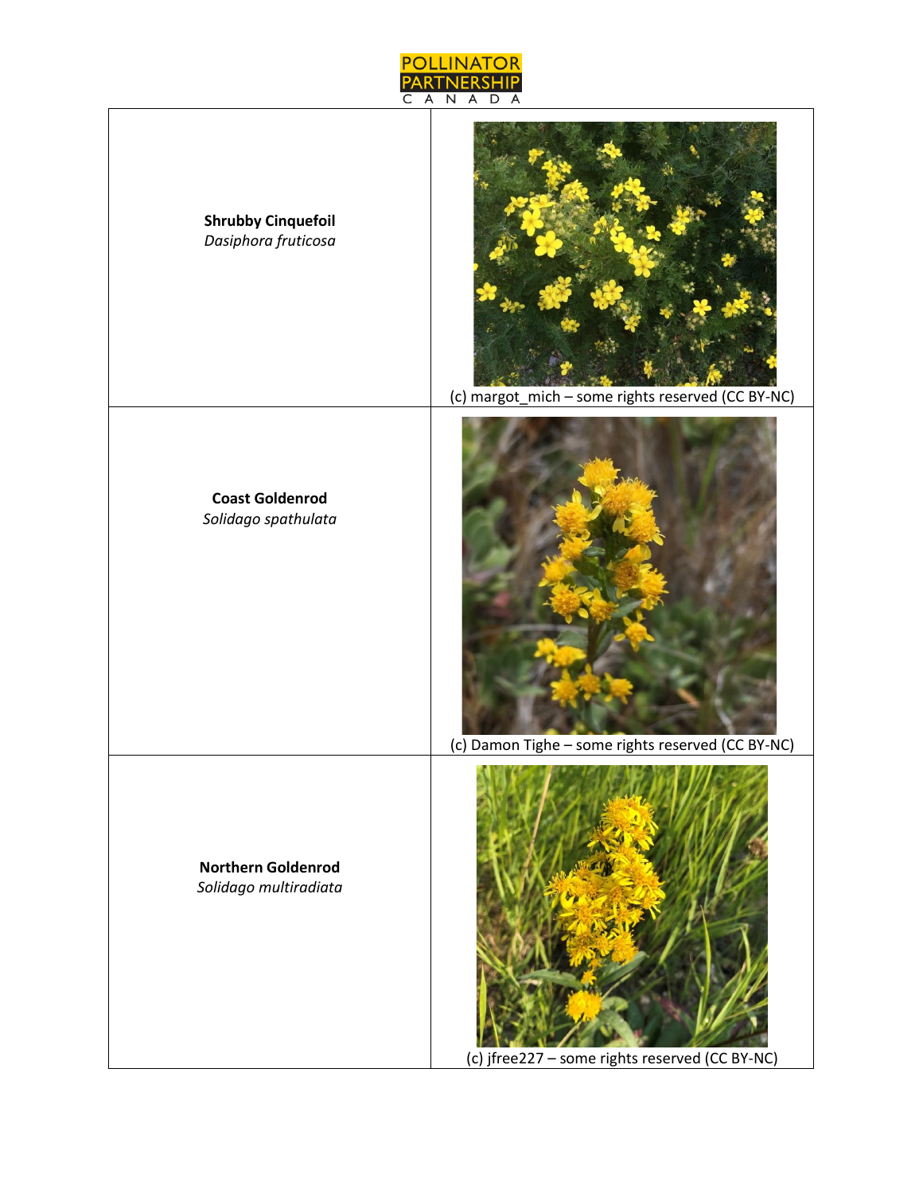| | |
|---|---|
| **Shrubby Cinquefoil** *Dasiphora fruticosa* | (c) margot_mich – some rights reserved (CC BY-NC) |
| **Coast Goldenrod** *Solidago spathulata* | (c) Damon Tighe – some rights reserved (CC BY-NC) |
| **Northern Goldenrod** *Solidago multiradiata* | (c) jfree227 – some rights reserved (CC BY-NC) |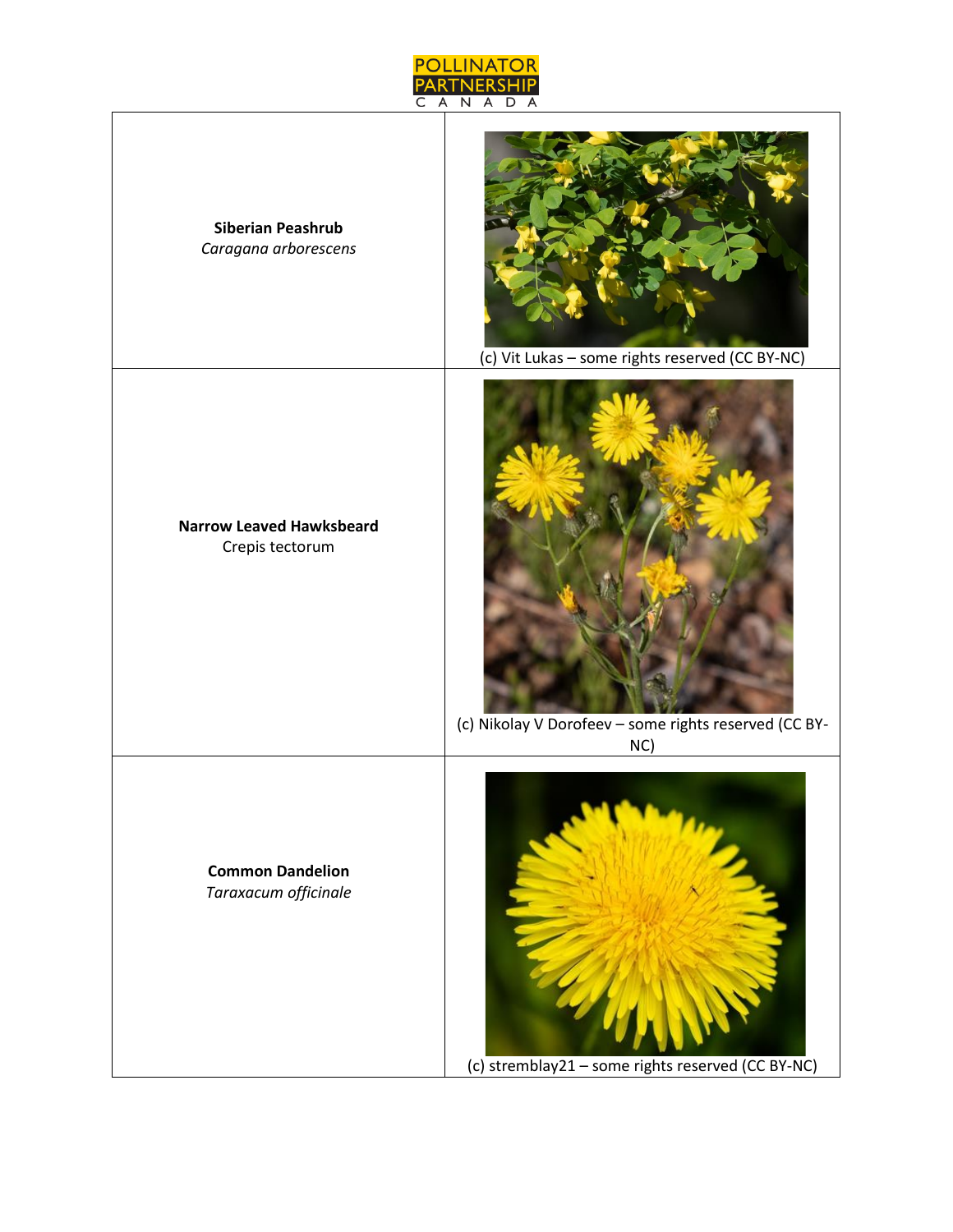| | |
|---|---|
| **Siberian Peashrub**<br>*Caragana arborescens* | (c) Vit Lukas – some rights reserved (CC BY-NC) |
| **Narrow Leaved Hawksbeard**<br>Crepis tectorum | (c) Nikolay V Dorofeev – some rights reserved (CC BY-NC) |
| **Common Dandelion**<br>*Taraxacum officinale* | (c) stremblay21 – some rights reserved (CC BY-NC) |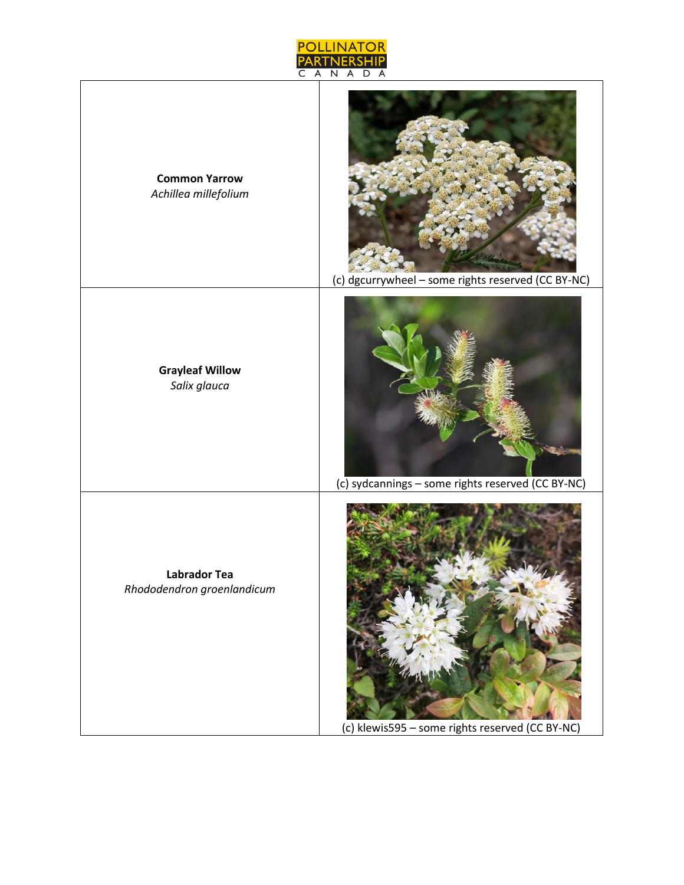| | |
|---|---|
| **Common Yarrow** *Achillea millefolium* | (c) dgcurrywheel – some rights reserved (CC BY-NC) |
| **Grayleaf Willow** *Salix glauca* | (c) sydcannings – some rights reserved (CC BY-NC) |
| **Labrador Tea** *Rhododendron groenlandicum* | (c) klewis595 – some rights reserved (CC BY-NC) |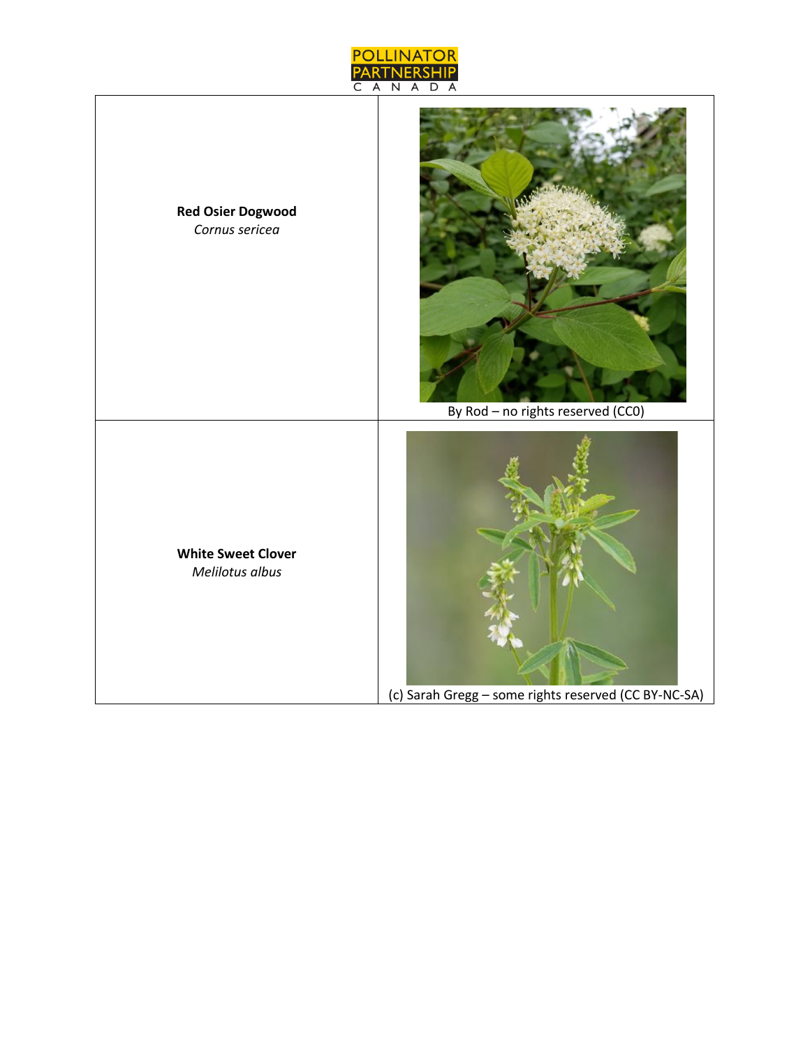| | |
|---|---|
| **Red Osier Dogwood**<br>*Cornus sericea* | By Rod – no rights reserved (CC0) |
| **White Sweet Clover**<br>*Melilotus albus* | (c) Sarah Gregg – some rights reserved (CC BY-NC-SA) |